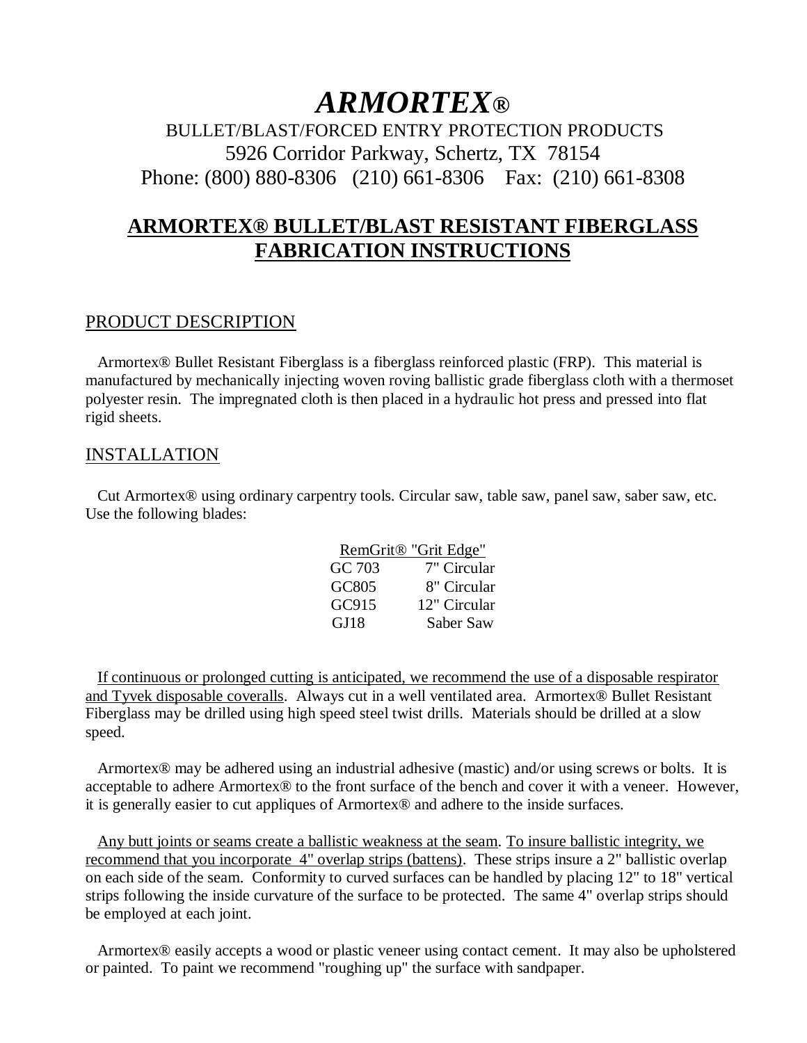# *ARMORTEX®*

BULLET/BLAST/FORCED ENTRY PROTECTION PRODUCTS
5926 Corridor Parkway, Schertz, TX 78154
Phone: (800) 880-8306 (210) 661-8306 Fax: (210) 661-8308

## ARMORTEX® BULLET/BLAST RESISTANT FIBERGLASS FABRICATION INSTRUCTIONS

### PRODUCT DESCRIPTION

Armortex® Bullet Resistant Fiberglass is a fiberglass reinforced plastic (FRP). This material is manufactured by mechanically injecting woven roving ballistic grade fiberglass cloth with a thermoset polyester resin. The impregnated cloth is then placed in a hydraulic hot press and pressed into flat rigid sheets.

### INSTALLATION

Cut Armortex® using ordinary carpentry tools. Circular saw, table saw, panel saw, saber saw, etc. Use the following blades:

| RemGrit® "Grit Edge" | |
|---|---|
| GC 703 | 7" Circular |
| GC805 | 8" Circular |
| GC915 | 12" Circular |
| GJ18 | Saber Saw |

If continuous or prolonged cutting is anticipated, we recommend the use of a disposable respirator and Tyvek disposable coveralls. Always cut in a well ventilated area. Armortex® Bullet Resistant Fiberglass may be drilled using high speed steel twist drills. Materials should be drilled at a slow speed.

Armortex® may be adhered using an industrial adhesive (mastic) and/or using screws or bolts. It is acceptable to adhere Armortex® to the front surface of the bench and cover it with a veneer. However, it is generally easier to cut appliques of Armortex® and adhere to the inside surfaces.

Any butt joints or seams create a ballistic weakness at the seam. To insure ballistic integrity, we recommend that you incorporate 4" overlap strips (battens). These strips insure a 2" ballistic overlap on each side of the seam. Conformity to curved surfaces can be handled by placing 12" to 18" vertical strips following the inside curvature of the surface to be protected. The same 4" overlap strips should be employed at each joint.

Armortex® easily accepts a wood or plastic veneer using contact cement. It may also be upholstered or painted. To paint we recommend "roughing up" the surface with sandpaper.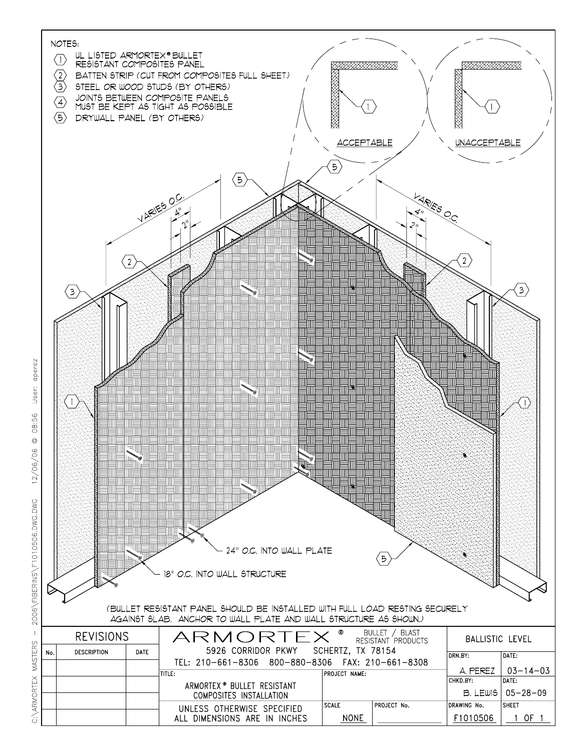NOTES:

1. UL LISTED ARMORTEX® BULLET RESISTANT COMPOSITES PANEL
2. BATTEN STRIP (CUT FROM COMPOSITES FULL SHEET)
3. STEEL OR WOOD STUDS (BY OTHERS)
4. JOINTS BETWEEN COMPOSITE PANELS MUST BE KEPT AS TIGHT AS POSSIBLE
5. DRYWALL PANEL (BY OTHERS)

ACCEPTABLE

UNACCEPTABLE

VARIES O.C.

4"

2"

24" O.C. INTO WALL PLATE

18" O.C. INTO WALL STRUCTURE

(BULLET RESISTANT PANEL SHOULD BE INSTALLED WITH FULL LOAD RESTING SECURELY AGAINST SLAB. ANCHOR TO WALL PLATE AND WALL STRUCTURE AS SHOWN.)

| REVISIONS | | |
|---|---|---|
| No. | DESCRIPTION | DATE |
| | | |
| | | |
| | | |
| | | |

ARMORTEX® BULLET / BLAST RESISTANT PRODUCTS

5926 CORRIDOR PKWY SCHERTZ, TX 78154

TEL: 210-661-8306 800-880-8306 FAX: 210-661-8308

TITLE: ARMORTEX® BULLET RESISTANT COMPOSITES INSTALLATION

PROJECT NAME:

UNLESS OTHERWISE SPECIFIED ALL DIMENSIONS ARE IN INCHES

SCALE: NONE

PROJECT No.:

BALLISTIC LEVEL

| DRN.BY: | DATE: |
|---|---|
| A. PEREZ | 03-14-03 |
| CHKD.BY: | DATE: |
| B. LEWIS | 05-28-09 |
| DRAWING No. | SHEET |
| F1010506 | 1 OF 1 |

C:\ARMORTEX MASTERS - 2006\FIBERINS\F1010506.DWG.DWG 12/06/06 @ 08:56 User: aperez